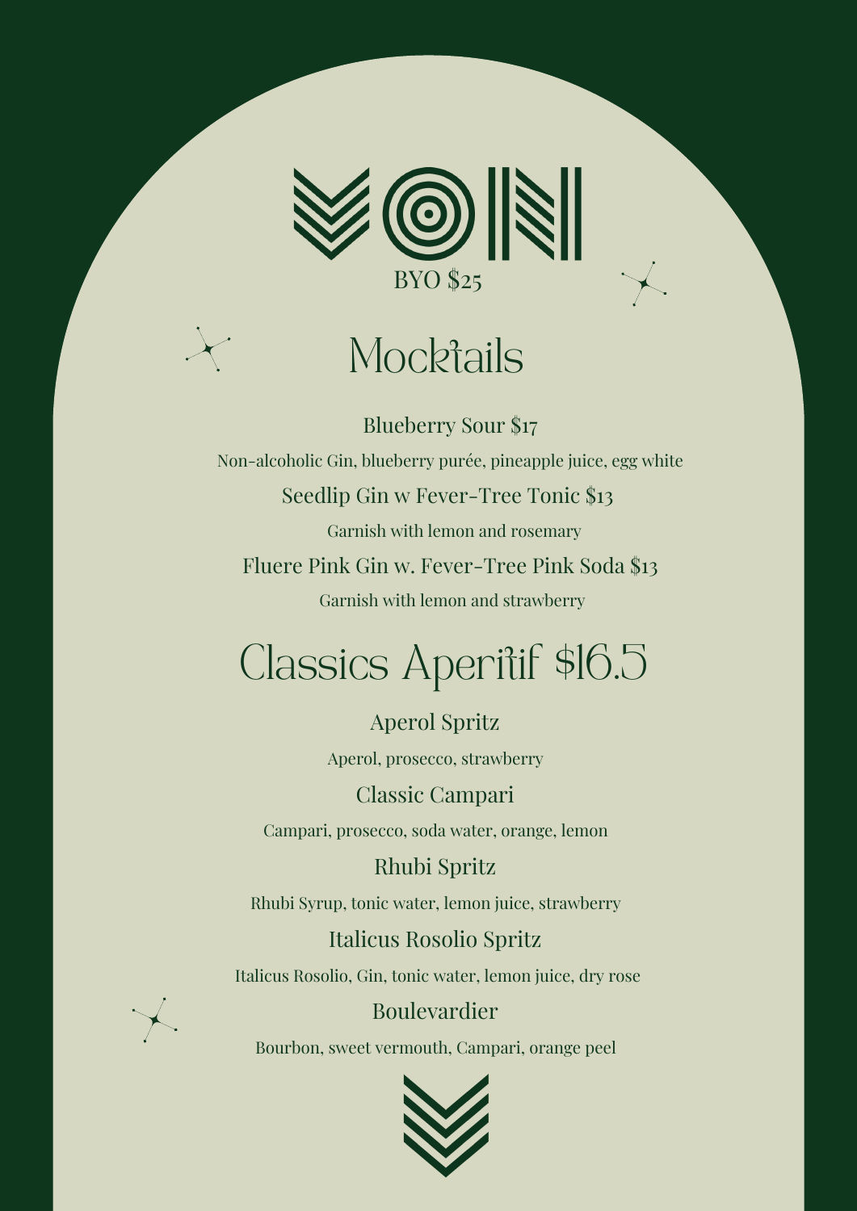# VON

BYO $25

## Mocktails

### Blueberry Sour $17

Non-alcoholic Gin, blueberry purée, pineapple juice, egg white

### Seedlip Gin w Fever-Tree Tonic $13

Garnish with lemon and rosemary

### Fluere Pink Gin w. Fever-Tree Pink Soda $13

Garnish with lemon and strawberry

## Classics Aperitif $16.5

### Aperol Spritz

Aperol, prosecco, strawberry

### Classic Campari

Campari, prosecco, soda water, orange, lemon

### Rhubi Spritz

Rhubi Syrup, tonic water, lemon juice, strawberry

### Italicus Rosolio Spritz

Italicus Rosolio, Gin, tonic water, lemon juice, dry rose

### Boulevardier

Bourbon, sweet vermouth, Campari, orange peel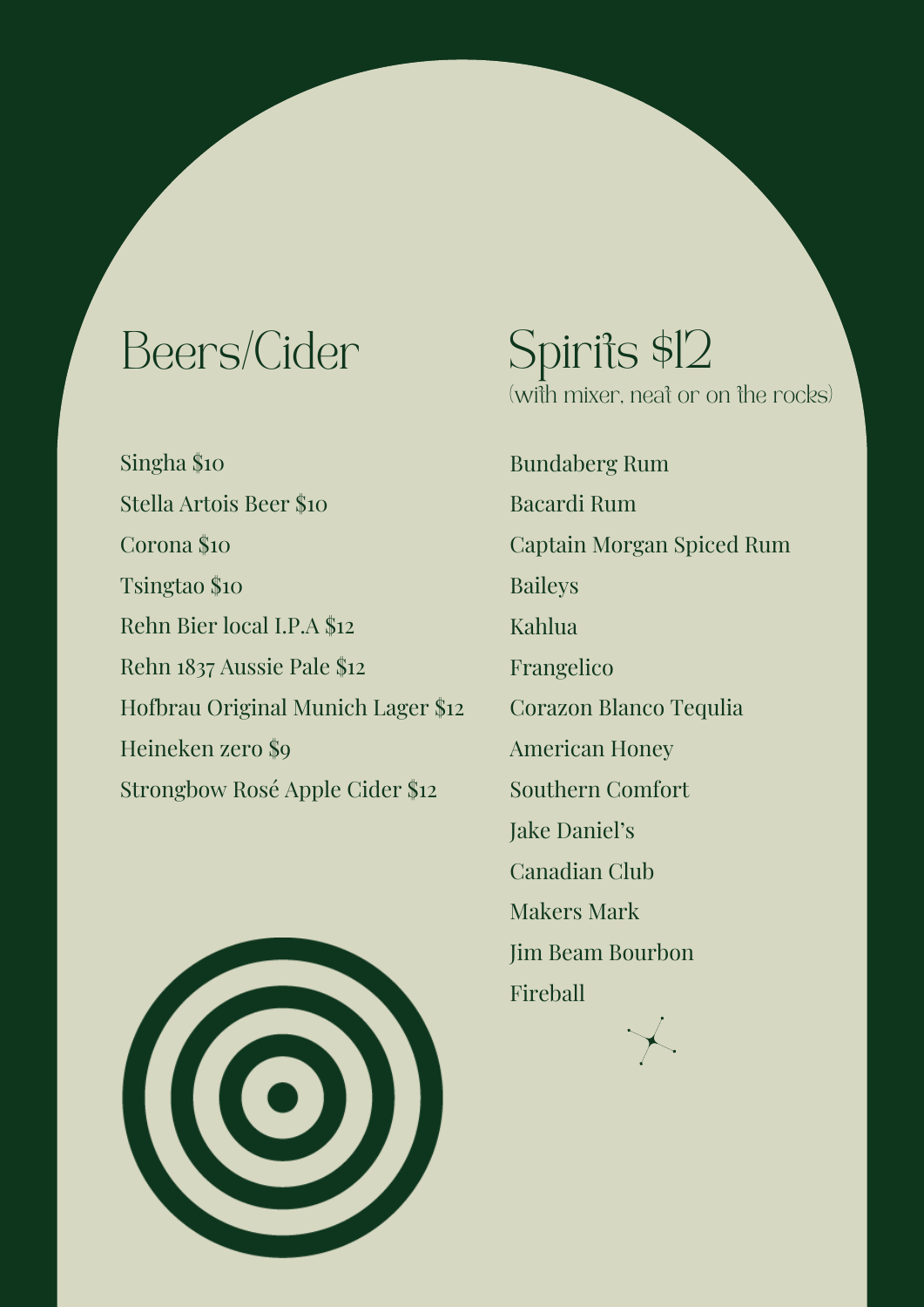## Beers/Cider

- Singha $10
- Stella Artois Beer $10
- Corona $10
- Tsingtao $10
- Rehn Bier local I.P.A $12
- Rehn 1837 Aussie Pale $12
- Hofbrau Original Munich Lager $12
- Heineken zero $9
- Strongbow Rosé Apple Cider $12

## Spirits $12

(with mixer, neat or on the rocks)

- Bundaberg Rum
- Bacardi Rum
- Captain Morgan Spiced Rum
- Baileys
- Kahlua
- Frangelico
- Corazon Blanco Tequlia
- American Honey
- Southern Comfort
- Jake Daniel's
- Canadian Club
- Makers Mark
- Jim Beam Bourbon
- Fireball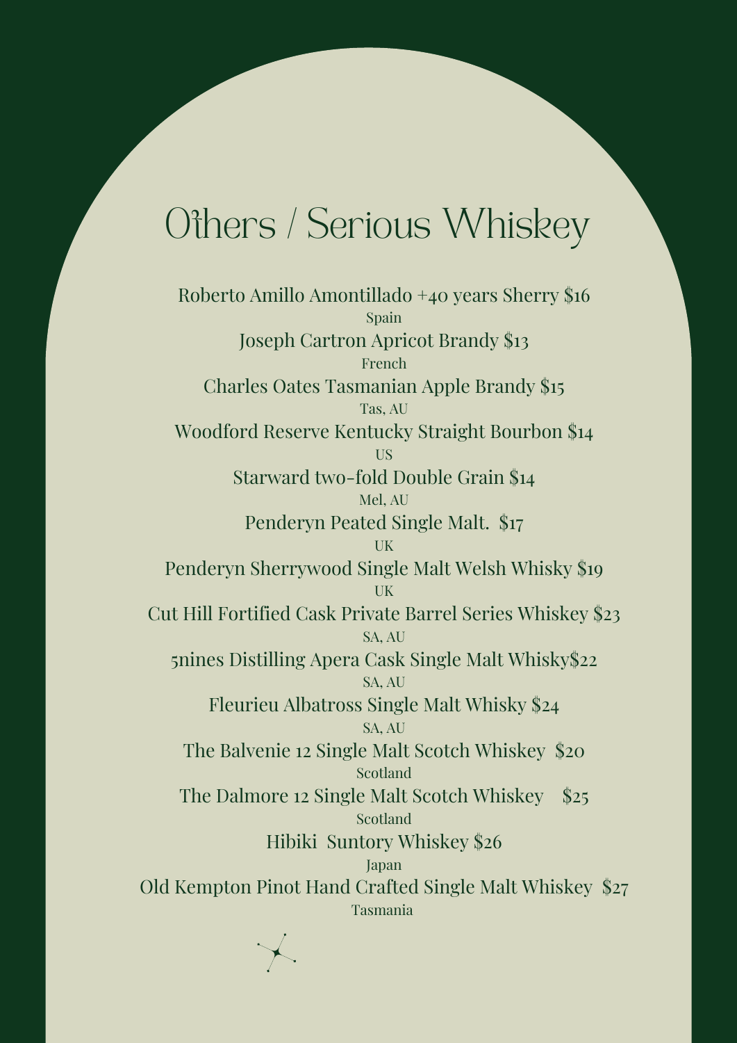# Others / Serious Whiskey

Roberto Amillo Amontillado +40 years Sherry $16

Spain

Joseph Cartron Apricot Brandy $13

French

Charles Oates Tasmanian Apple Brandy $15

Tas, AU

Woodford Reserve Kentucky Straight Bourbon $14

US

Starward two-fold Double Grain $14

Mel, AU

Penderyn Peated Single Malt. $17

UK

Penderyn Sherrywood Single Malt Welsh Whisky $19

UK

Cut Hill Fortified Cask Private Barrel Series Whiskey $23

SA, AU

5nines Distilling Apera Cask Single Malt Whisky$22

SA, AU

Fleurieu Albatross Single Malt Whisky $24

SA, AU

The Balvenie 12 Single Malt Scotch Whiskey $20

Scotland

The Dalmore 12 Single Malt Scotch Whiskey $25

Scotland

Hibiki Suntory Whiskey $26

Japan

Old Kempton Pinot Hand Crafted Single Malt Whiskey $27

Tasmania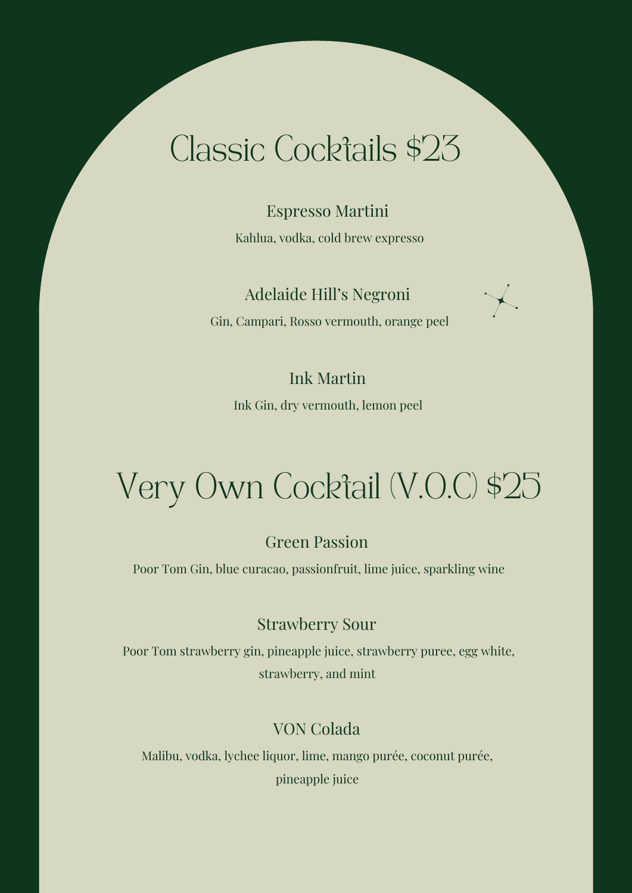# Classic Cocktails $23

### Espresso Martini

Kahlua, vodka, cold brew expresso

### Adelaide Hill's Negroni

Gin, Campari, Rosso vermouth, orange peel

### Ink Martin

Ink Gin, dry vermouth, lemon peel

# Very Own Cocktail (V.O.C) $25

### Green Passion

Poor Tom Gin, blue curacao, passionfruit, lime juice, sparkling wine

### Strawberry Sour

Poor Tom strawberry gin, pineapple juice, strawberry puree, egg white, strawberry, and mint

### VON Colada

Malibu, vodka, lychee liquor, lime, mango purée, coconut purée, pineapple juice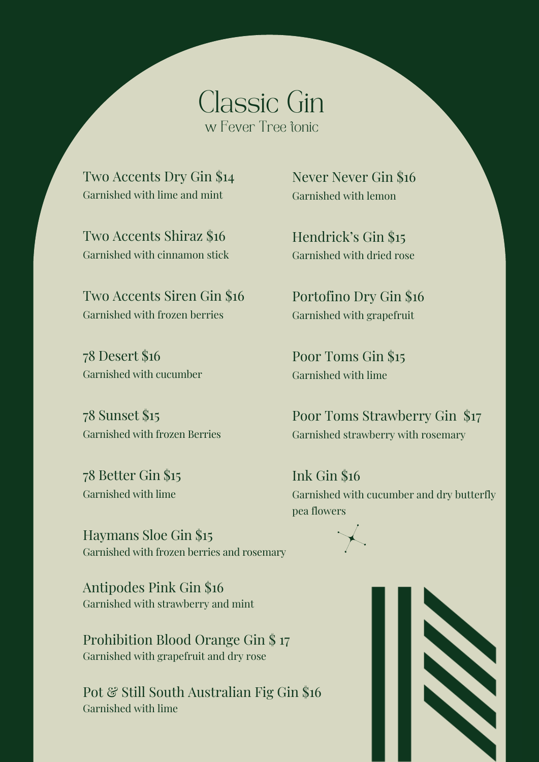# Classic Gin

w Fever Tree tonic

Two Accents Dry Gin $14
Garnished with lime and mint

Two Accents Shiraz $16
Garnished with cinnamon stick

Two Accents Siren Gin $16
Garnished with frozen berries

78 Desert $16
Garnished with cucumber

78 Sunset $15
Garnished with frozen Berries

78 Better Gin $15
Garnished with lime

Haymans Sloe Gin $15
Garnished with frozen berries and rosemary

Antipodes Pink Gin $16
Garnished with strawberry and mint

Prohibition Blood Orange Gin $ 17
Garnished with grapefruit and dry rose

Pot & Still South Australian Fig Gin $16
Garnished with lime

Never Never Gin $16
Garnished with lemon

Hendrick's Gin $15
Garnished with dried rose

Portofino Dry Gin $16
Garnished with grapefruit

Poor Toms Gin $15
Garnished with lime

Poor Toms Strawberry Gin $17
Garnished strawberry with rosemary

Ink Gin $16
Garnished with cucumber and dry butterfly pea flowers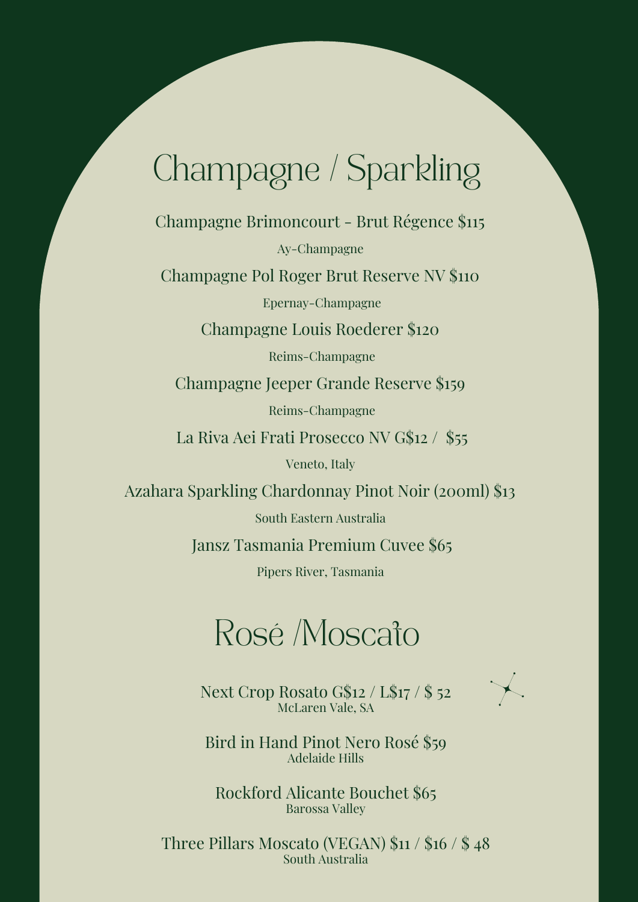# Champagne / Sparkling

Champagne Brimoncourt - Brut Régence $115

Ay-Champagne

Champagne Pol Roger Brut Reserve NV $110

Epernay-Champagne

Champagne Louis Roederer $120

Reims-Champagne

Champagne Jeeper Grande Reserve $159

Reims-Champagne

La Riva Aei Frati Prosecco NV G$12 /  $55

Veneto, Italy

Azahara Sparkling Chardonnay Pinot Noir (200ml) $13

South Eastern Australia

Jansz Tasmania Premium Cuvee $65

Pipers River, Tasmania

# Rosé /Moscato

Next Crop Rosato G$12 / L$17 / $ 52
McLaren Vale, SA

Bird in Hand Pinot Nero Rosé $59
Adelaide Hills

Rockford Alicante Bouchet $65
Barossa Valley

Three Pillars Moscato (VEGAN) $11 / $16 / $ 48
South Australia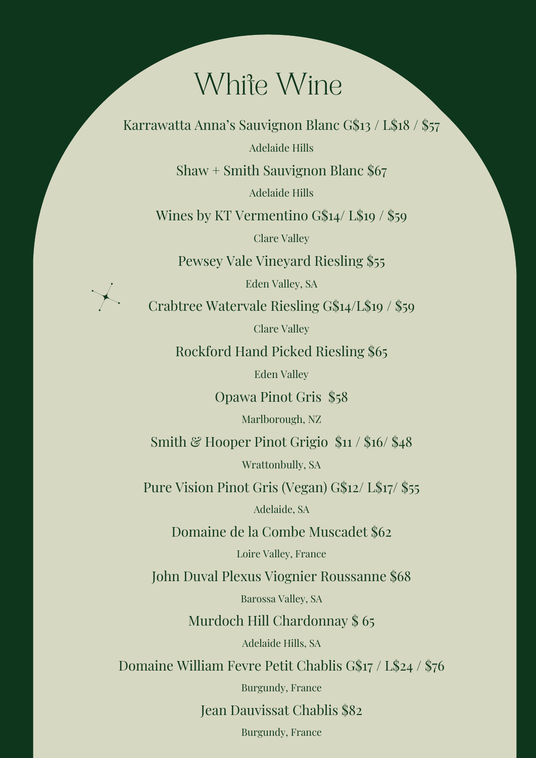# White Wine

Karrawatta Anna's Sauvignon Blanc G$13 / L$18 / $57

Adelaide Hills

Shaw + Smith Sauvignon Blanc $67

Adelaide Hills

Wines by KT Vermentino G$14/ L$19 / $59

Clare Valley

Pewsey Vale Vineyard Riesling $55

Eden Valley, SA

Crabtree Watervale Riesling G$14/L$19 / $59

Clare Valley

Rockford Hand Picked Riesling $65

Eden Valley

Opawa Pinot Gris $58

Marlborough, NZ

Smith & Hooper Pinot Grigio $11 / $16/ $48

Wrattonbully, SA

Pure Vision Pinot Gris (Vegan) G$12/ L$17/ $55

Adelaide, SA

Domaine de la Combe Muscadet $62

Loire Valley, France

John Duval Plexus Viognier Roussanne $68

Barossa Valley, SA

Murdoch Hill Chardonnay $ 65

Adelaide Hills, SA

Domaine William Fevre Petit Chablis G$17 / L$24 / $76

Burgundy, France

Jean Dauvissat Chablis $82

Burgundy, France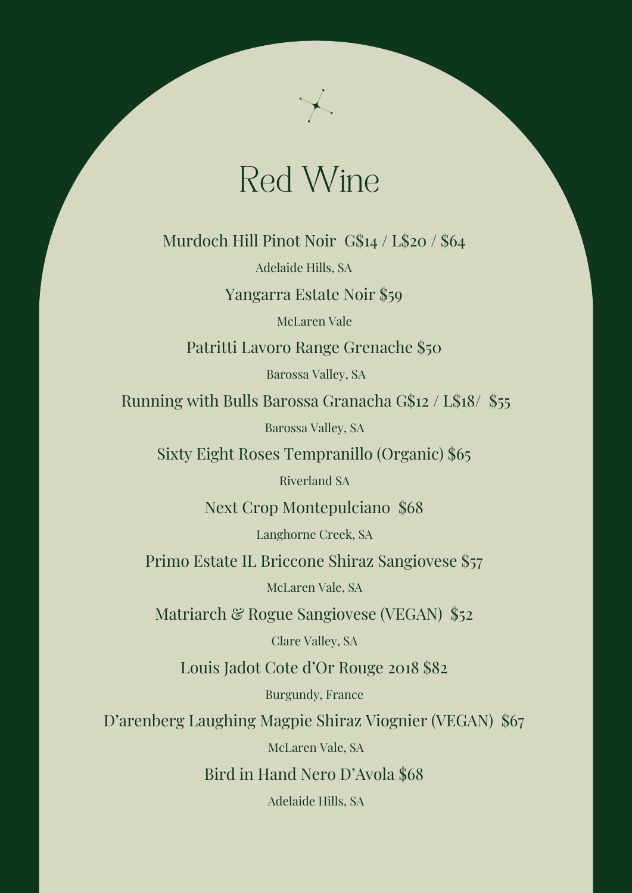# Red Wine

Murdoch Hill Pinot Noir G$14 / L$20 / $64

Adelaide Hills, SA

Yangarra Estate Noir $59

McLaren Vale

Patritti Lavoro Range Grenache $50

Barossa Valley, SA

Running with Bulls Barossa Granacha G$12 / L$18/ $55

Barossa Valley, SA

Sixty Eight Roses Tempranillo (Organic) $65

Riverland SA

Next Crop Montepulciano $68

Langhorne Creek, SA

Primo Estate IL Briccone Shiraz Sangiovese $57

McLaren Vale, SA

Matriarch & Rogue Sangiovese (VEGAN) $52

Clare Valley, SA

Louis Jadot Cote d'Or Rouge 2018 $82

Burgundy, France

D'arenberg Laughing Magpie Shiraz Viognier (VEGAN) $67

McLaren Vale, SA

Bird in Hand Nero D'Avola $68

Adelaide Hills, SA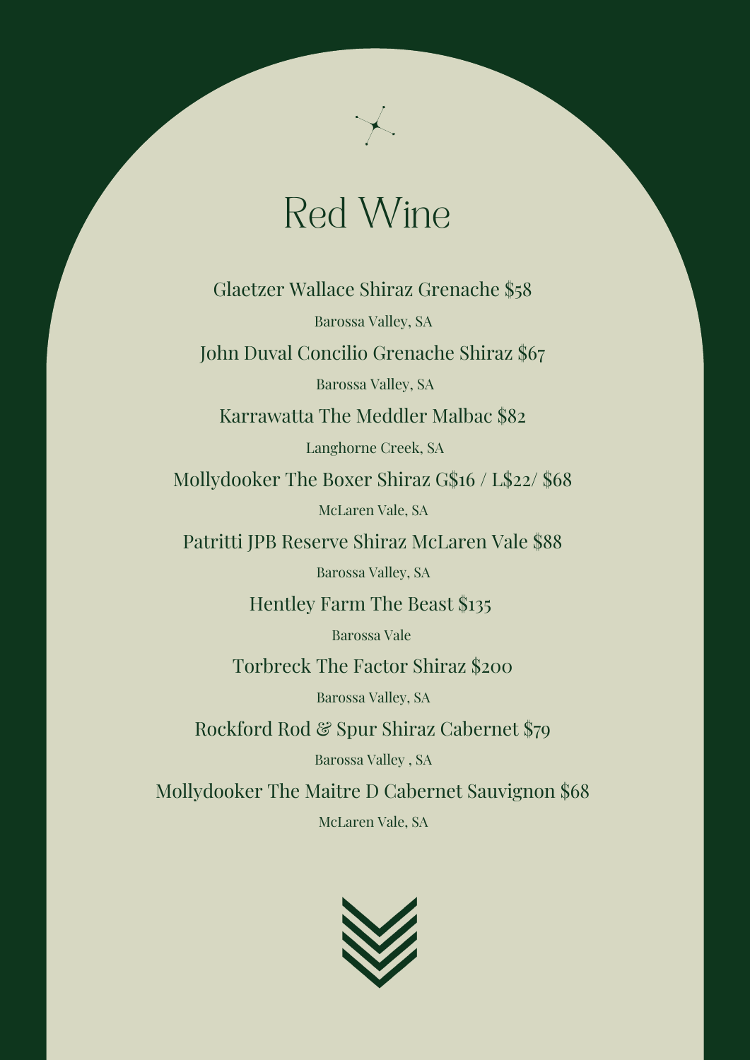# Red Wine

Glaetzer Wallace Shiraz Grenache $58

Barossa Valley, SA

John Duval Concilio Grenache Shiraz $67

Barossa Valley, SA

Karrawatta The Meddler Malbac $82

Langhorne Creek, SA

Mollydooker The Boxer Shiraz G$16 / L$22/ $68

McLaren Vale, SA

Patritti JPB Reserve Shiraz McLaren Vale $88

Barossa Valley, SA

Hentley Farm The Beast $135

Barossa Vale

Torbreck The Factor Shiraz $200

Barossa Valley, SA

Rockford Rod & Spur Shiraz Cabernet $79

Barossa Valley , SA

Mollydooker The Maitre D Cabernet Sauvignon $68

McLaren Vale, SA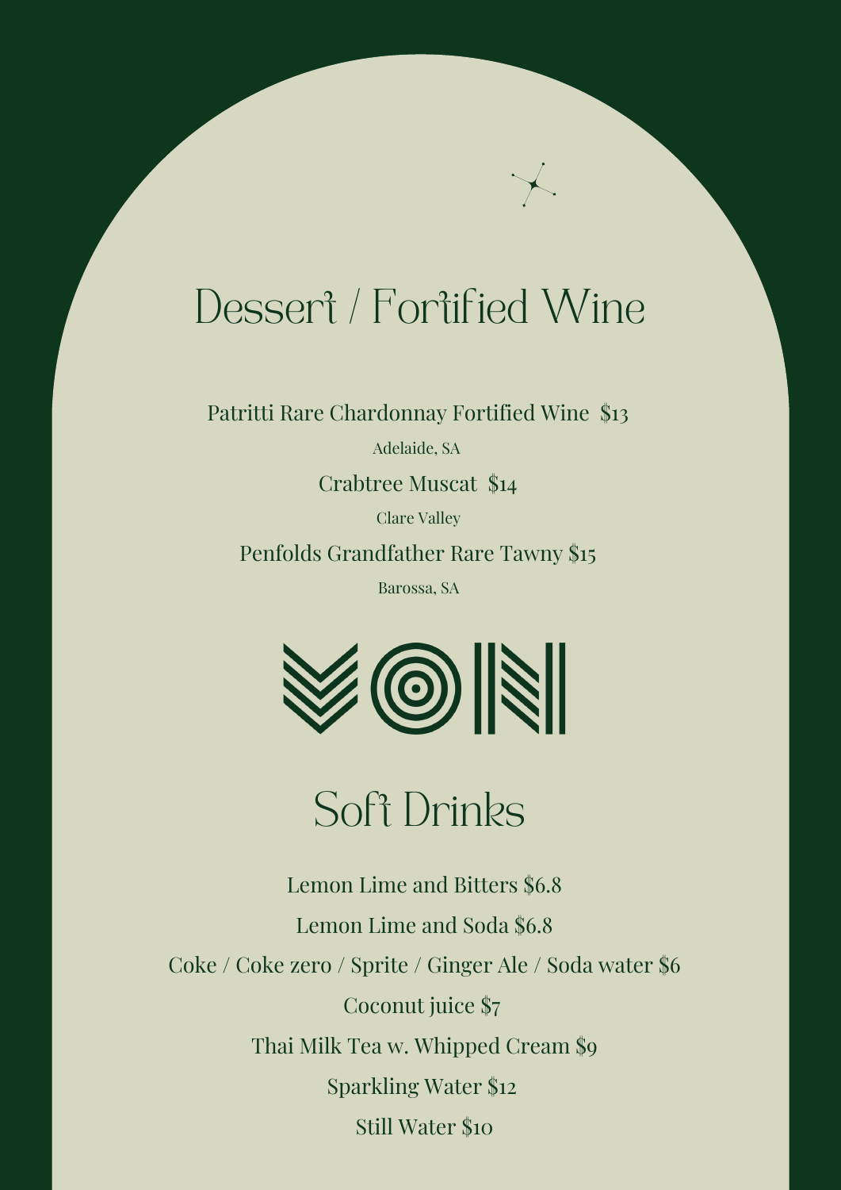# Dessert / Fortified Wine

Patritti Rare Chardonnay Fortified Wine $13

Adelaide, SA

Crabtree Muscat $14

Clare Valley

Penfolds Grandfather Rare Tawny $15

Barossa, SA

VON

# Soft Drinks

Lemon Lime and Bitters $6.8

Lemon Lime and Soda $6.8

Coke / Coke zero / Sprite / Ginger Ale / Soda water $6

Coconut juice $7

Thai Milk Tea w. Whipped Cream $9

Sparkling Water $12

Still Water $10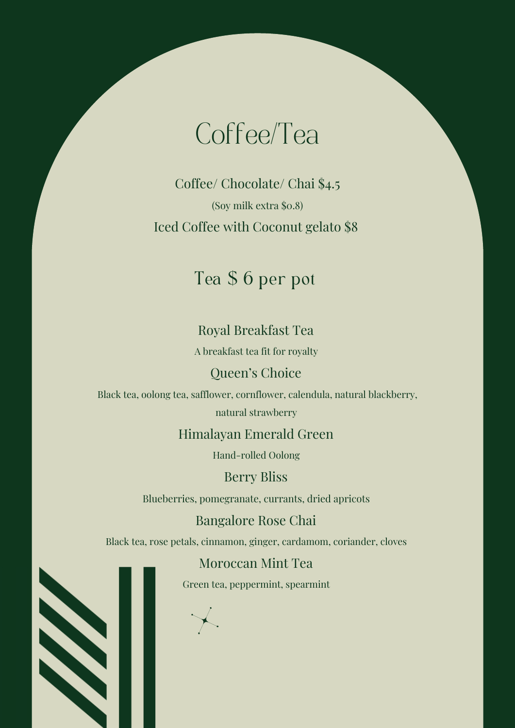# Coffee/Tea

Coffee/ Chocolate/ Chai $4.5

(Soy milk extra $0.8)

Iced Coffee with Coconut gelato $8

## Tea $ 6 per pot

### Royal Breakfast Tea

A breakfast tea fit for royalty

### Queen's Choice

Black tea, oolong tea, safflower, cornflower, calendula, natural blackberry, natural strawberry

### Himalayan Emerald Green

Hand-rolled Oolong

### Berry Bliss

Blueberries, pomegranate, currants, dried apricots

### Bangalore Rose Chai

Black tea, rose petals, cinnamon, ginger, cardamom, coriander, cloves

### Moroccan Mint Tea

Green tea, peppermint, spearmint